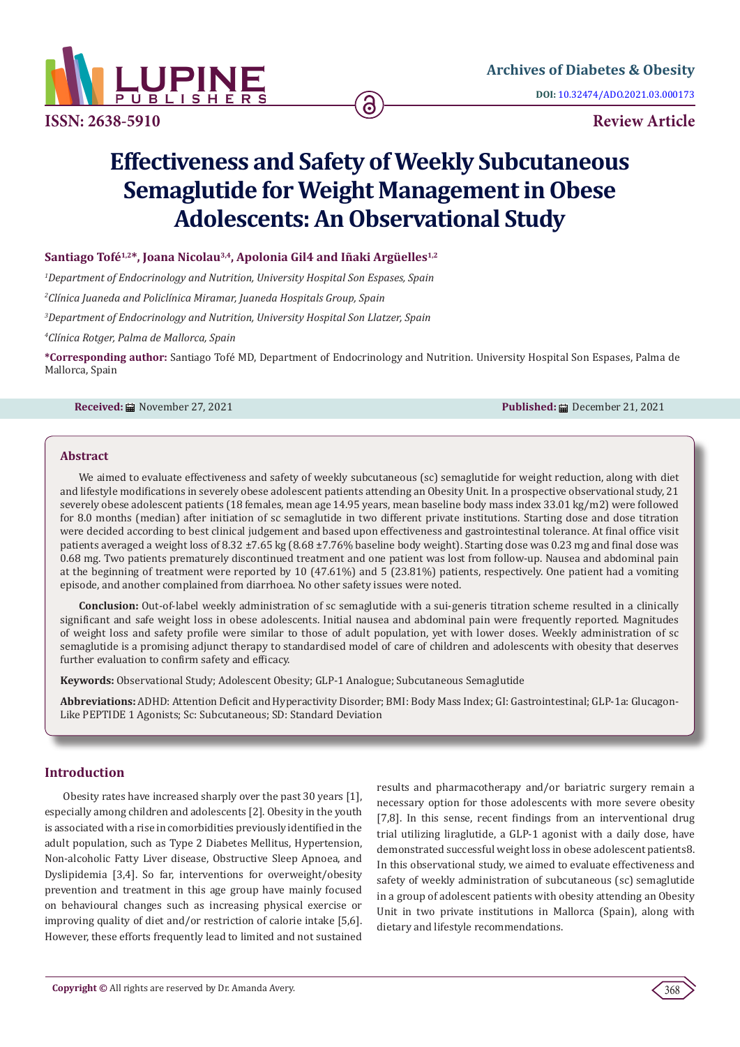# Effectiveness and Safety of Weekly Subcutaneous Semaglutide for Weight Management in Obese Adolescents: An Observational Study

**Santiago Tofé[1,2]*, Joana Nicolau[3,4], Apolonia Gil4 and Iñaki Argüelles[1,2]**

[1]*Department of Endocrinology and Nutrition, University Hospital Son Espases, Spain*

[2]*Clínica Juaneda and Policlínica Miramar, Juaneda Hospitals Group, Spain*

[3]*Department of Endocrinology and Nutrition, University Hospital Son Llatzer, Spain*

[4]*Clínica Rotger, Palma de Mallorca, Spain*

**\*Corresponding author:** Santiago Tofé MD, Department of Endocrinology and Nutrition. University Hospital Son Espases, Palma de Mallorca, Spain

**Received:** November 27, 2021 **Published:** December 21, 2021

## Abstract

We aimed to evaluate effectiveness and safety of weekly subcutaneous (sc) semaglutide for weight reduction, along with diet and lifestyle modifications in severely obese adolescent patients attending an Obesity Unit. In a prospective observational study, 21 severely obese adolescent patients (18 females, mean age 14.95 years, mean baseline body mass index 33.01 kg/m2) were followed for 8.0 months (median) after initiation of sc semaglutide in two different private institutions. Starting dose and dose titration were decided according to best clinical judgement and based upon effectiveness and gastrointestinal tolerance. At final office visit patients averaged a weight loss of 8.32 ±7.65 kg (8.68 ±7.76% baseline body weight). Starting dose was 0.23 mg and final dose was 0.68 mg. Two patients prematurely discontinued treatment and one patient was lost from follow-up. Nausea and abdominal pain at the beginning of treatment were reported by 10 (47.61%) and 5 (23.81%) patients, respectively. One patient had a vomiting episode, and another complained from diarrhoea. No other safety issues were noted.

**Conclusion:** Out-of-label weekly administration of sc semaglutide with a sui-generis titration scheme resulted in a clinically significant and safe weight loss in obese adolescents. Initial nausea and abdominal pain were frequently reported. Magnitudes of weight loss and safety profile were similar to those of adult population, yet with lower doses. Weekly administration of sc semaglutide is a promising adjunct therapy to standardised model of care of children and adolescents with obesity that deserves further evaluation to confirm safety and efficacy.

**Keywords:** Observational Study; Adolescent Obesity; GLP-1 Analogue; Subcutaneous Semaglutide

**Abbreviations:** ADHD: Attention Deficit and Hyperactivity Disorder; BMI: Body Mass Index; GI: Gastrointestinal; GLP-1a: Glucagon-Like PEPTIDE 1 Agonists; Sc: Subcutaneous; SD: Standard Deviation

## Introduction

Obesity rates have increased sharply over the past 30 years [1], especially among children and adolescents [2]. Obesity in the youth is associated with a rise in comorbidities previously identified in the adult population, such as Type 2 Diabetes Mellitus, Hypertension, Non-alcoholic Fatty Liver disease, Obstructive Sleep Apnoea, and Dyslipidemia [3,4]. So far, interventions for overweight/obesity prevention and treatment in this age group have mainly focused on behavioural changes such as increasing physical exercise or improving quality of diet and/or restriction of calorie intake [5,6]. However, these efforts frequently lead to limited and not sustained results and pharmacotherapy and/or bariatric surgery remain a necessary option for those adolescents with more severe obesity [7,8]. In this sense, recent findings from an interventional drug trial utilizing liraglutide, a GLP-1 agonist with a daily dose, have demonstrated successful weight loss in obese adolescent patients8. In this observational study, we aimed to evaluate effectiveness and safety of weekly administration of subcutaneous (sc) semaglutide in a group of adolescent patients with obesity attending an Obesity Unit in two private institutions in Mallorca (Spain), along with dietary and lifestyle recommendations.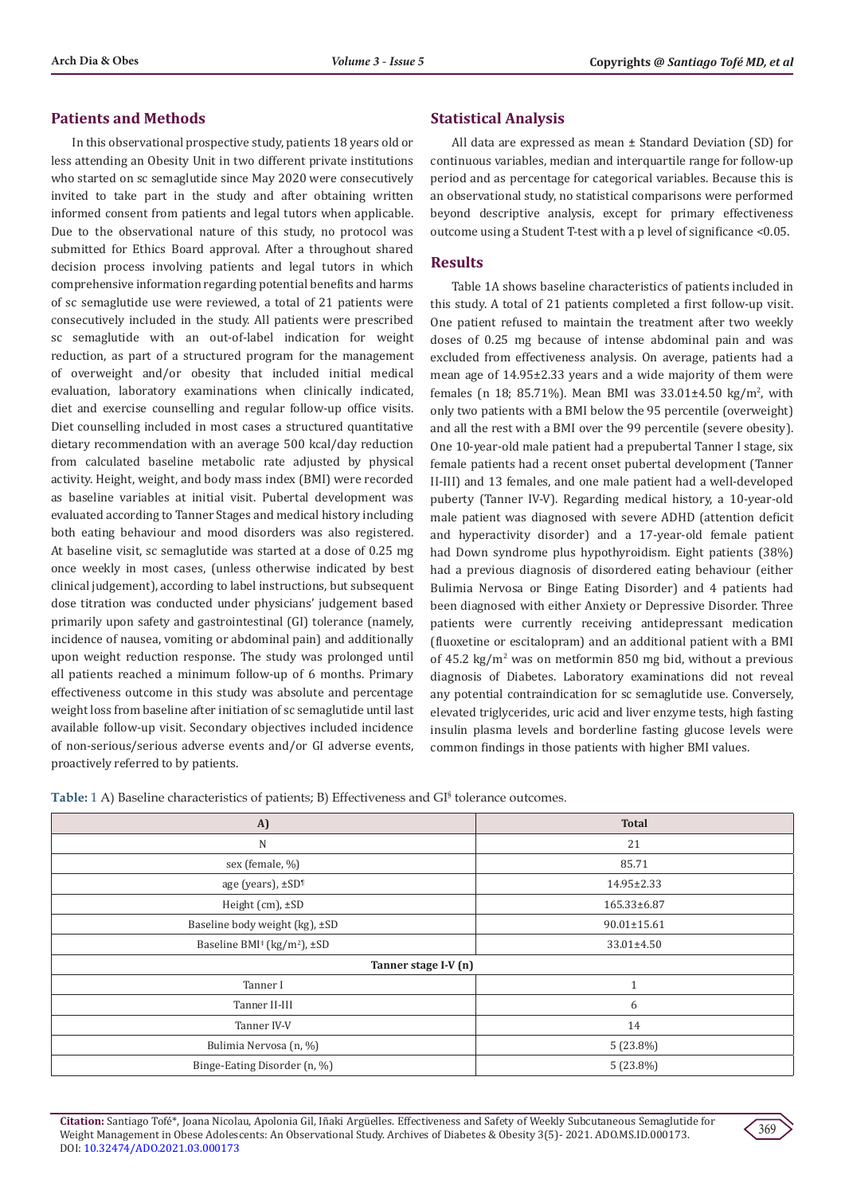## Patients and Methods

In this observational prospective study, patients 18 years old or less attending an Obesity Unit in two different private institutions who started on sc semaglutide since May 2020 were consecutively invited to take part in the study and after obtaining written informed consent from patients and legal tutors when applicable. Due to the observational nature of this study, no protocol was submitted for Ethics Board approval. After a throughout shared decision process involving patients and legal tutors in which comprehensive information regarding potential benefits and harms of sc semaglutide use were reviewed, a total of 21 patients were consecutively included in the study. All patients were prescribed sc semaglutide with an out-of-label indication for weight reduction, as part of a structured program for the management of overweight and/or obesity that included initial medical evaluation, laboratory examinations when clinically indicated, diet and exercise counselling and regular follow-up office visits. Diet counselling included in most cases a structured quantitative dietary recommendation with an average 500 kcal/day reduction from calculated baseline metabolic rate adjusted by physical activity. Height, weight, and body mass index (BMI) were recorded as baseline variables at initial visit. Pubertal development was evaluated according to Tanner Stages and medical history including both eating behaviour and mood disorders was also registered. At baseline visit, sc semaglutide was started at a dose of 0.25 mg once weekly in most cases, (unless otherwise indicated by best clinical judgement), according to label instructions, but subsequent dose titration was conducted under physicians' judgement based primarily upon safety and gastrointestinal (GI) tolerance (namely, incidence of nausea, vomiting or abdominal pain) and additionally upon weight reduction response. The study was prolonged until all patients reached a minimum follow-up of 6 months. Primary effectiveness outcome in this study was absolute and percentage weight loss from baseline after initiation of sc semaglutide until last available follow-up visit. Secondary objectives included incidence of non-serious/serious adverse events and/or GI adverse events, proactively referred to by patients.

## Statistical Analysis

All data are expressed as mean ± Standard Deviation (SD) for continuous variables, median and interquartile range for follow-up period and as percentage for categorical variables. Because this is an observational study, no statistical comparisons were performed beyond descriptive analysis, except for primary effectiveness outcome using a Student T-test with a p level of significance <0.05.

## Results

Table 1A shows baseline characteristics of patients included in this study. A total of 21 patients completed a first follow-up visit. One patient refused to maintain the treatment after two weekly doses of 0.25 mg because of intense abdominal pain and was excluded from effectiveness analysis. On average, patients had a mean age of 14.95±2.33 years and a wide majority of them were females (n 18; 85.71%). Mean BMI was 33.01±4.50 kg/m², with only two patients with a BMI below the 95 percentile (overweight) and all the rest with a BMI over the 99 percentile (severe obesity). One 10-year-old male patient had a prepubertal Tanner I stage, six female patients had a recent onset pubertal development (Tanner II-III) and 13 females, and one male patient had a well-developed puberty (Tanner IV-V). Regarding medical history, a 10-year-old male patient was diagnosed with severe ADHD (attention deficit and hyperactivity disorder) and a 17-year-old female patient had Down syndrome plus hypothyroidism. Eight patients (38%) had a previous diagnosis of disordered eating behaviour (either Bulimia Nervosa or Binge Eating Disorder) and 4 patients had been diagnosed with either Anxiety or Depressive Disorder. Three patients were currently receiving antidepressant medication (fluoxetine or escitalopram) and an additional patient with a BMI of 45.2 kg/m² was on metformin 850 mg bid, without a previous diagnosis of Diabetes. Laboratory examinations did not reveal any potential contraindication for sc semaglutide use. Conversely, elevated triglycerides, uric acid and liver enzyme tests, high fasting insulin plasma levels and borderline fasting glucose levels were common findings in those patients with higher BMI values.

**Table: 1** A) Baseline characteristics of patients; B) Effectiveness and GI§ tolerance outcomes.

| A) | Total |
|---|---|
| N | 21 |
| sex (female, %) | 85.71 |
| age (years), ±SD¶ | 14.95±2.33 |
| Height (cm), ±SD | 165.33±6.87 |
| Baseline body weight (kg), ±SD | 90.01±15.61 |
| Baseline BMI‡ (kg/m²), ±SD | 33.01±4.50 |
| **Tanner stage I-V (n)** | |
| Tanner I | 1 |
| Tanner II-III | 6 |
| Tanner IV-V | 14 |
| Bulimia Nervosa (n, %) | 5 (23.8%) |
| Binge-Eating Disorder (n, %) | 5 (23.8%) |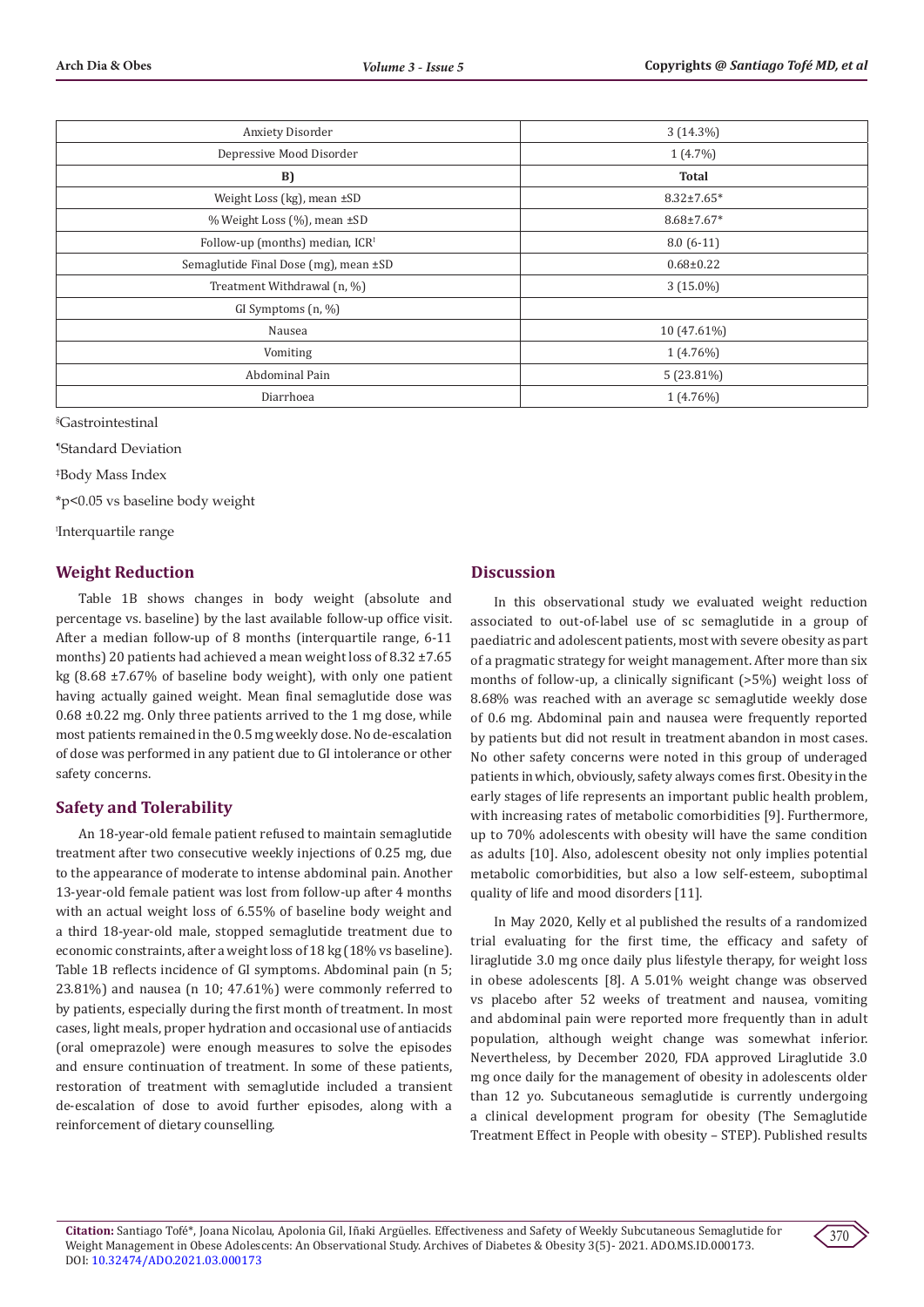| Anxiety Disorder | 3 (14.3%) |
|---|---|
| Depressive Mood Disorder | 1 (4.7%) |
| **B)** | **Total** |
| Weight Loss (kg), mean ±SD | 8.32±7.65* |
| % Weight Loss (%), mean ±SD | 8.68±7.67* |
| Follow-up (months) median, ICR[ǀ] | 8.0 (6-11) |
| Semaglutide Final Dose (mg), mean ±SD | 0.68±0.22 |
| Treatment Withdrawal (n, %) | 3 (15.0%) |
| GI Symptoms (n, %) | |
| Nausea | 10 (47.61%) |
| Vomiting | 1 (4.76%) |
| Abdominal Pain | 5 (23.81%) |
| Diarrhoea | 1 (4.76%) |

§Gastrointestinal

¶Standard Deviation

‡Body Mass Index

*p<0.05 vs baseline body weight

ǀInterquartile range

## Weight Reduction

Table 1B shows changes in body weight (absolute and percentage vs. baseline) by the last available follow-up office visit. After a median follow-up of 8 months (interquartile range, 6-11 months) 20 patients had achieved a mean weight loss of 8.32 ±7.65 kg (8.68 ±7.67% of baseline body weight), with only one patient having actually gained weight. Mean final semaglutide dose was 0.68 ±0.22 mg. Only three patients arrived to the 1 mg dose, while most patients remained in the 0.5 mg weekly dose. No de-escalation of dose was performed in any patient due to GI intolerance or other safety concerns.

## Safety and Tolerability

An 18-year-old female patient refused to maintain semaglutide treatment after two consecutive weekly injections of 0.25 mg, due to the appearance of moderate to intense abdominal pain. Another 13-year-old female patient was lost from follow-up after 4 months with an actual weight loss of 6.55% of baseline body weight and a third 18-year-old male, stopped semaglutide treatment due to economic constraints, after a weight loss of 18 kg (18% vs baseline). Table 1B reflects incidence of GI symptoms. Abdominal pain (n 5; 23.81%) and nausea (n 10; 47.61%) were commonly referred to by patients, especially during the first month of treatment. In most cases, light meals, proper hydration and occasional use of antiacids (oral omeprazole) were enough measures to solve the episodes and ensure continuation of treatment. In some of these patients, restoration of treatment with semaglutide included a transient de-escalation of dose to avoid further episodes, along with a reinforcement of dietary counselling.

## Discussion

In this observational study we evaluated weight reduction associated to out-of-label use of sc semaglutide in a group of paediatric and adolescent patients, most with severe obesity as part of a pragmatic strategy for weight management. After more than six months of follow-up, a clinically significant (>5%) weight loss of 8.68% was reached with an average sc semaglutide weekly dose of 0.6 mg. Abdominal pain and nausea were frequently reported by patients but did not result in treatment abandon in most cases. No other safety concerns were noted in this group of underaged patients in which, obviously, safety always comes first. Obesity in the early stages of life represents an important public health problem, with increasing rates of metabolic comorbidities [9]. Furthermore, up to 70% adolescents with obesity will have the same condition as adults [10]. Also, adolescent obesity not only implies potential metabolic comorbidities, but also a low self-esteem, suboptimal quality of life and mood disorders [11].

In May 2020, Kelly et al published the results of a randomized trial evaluating for the first time, the efficacy and safety of liraglutide 3.0 mg once daily plus lifestyle therapy, for weight loss in obese adolescents [8]. A 5.01% weight change was observed vs placebo after 52 weeks of treatment and nausea, vomiting and abdominal pain were reported more frequently than in adult population, although weight change was somewhat inferior. Nevertheless, by December 2020, FDA approved Liraglutide 3.0 mg once daily for the management of obesity in adolescents older than 12 yo. Subcutaneous semaglutide is currently undergoing a clinical development program for obesity (The Semaglutide Treatment Effect in People with obesity – STEP). Published results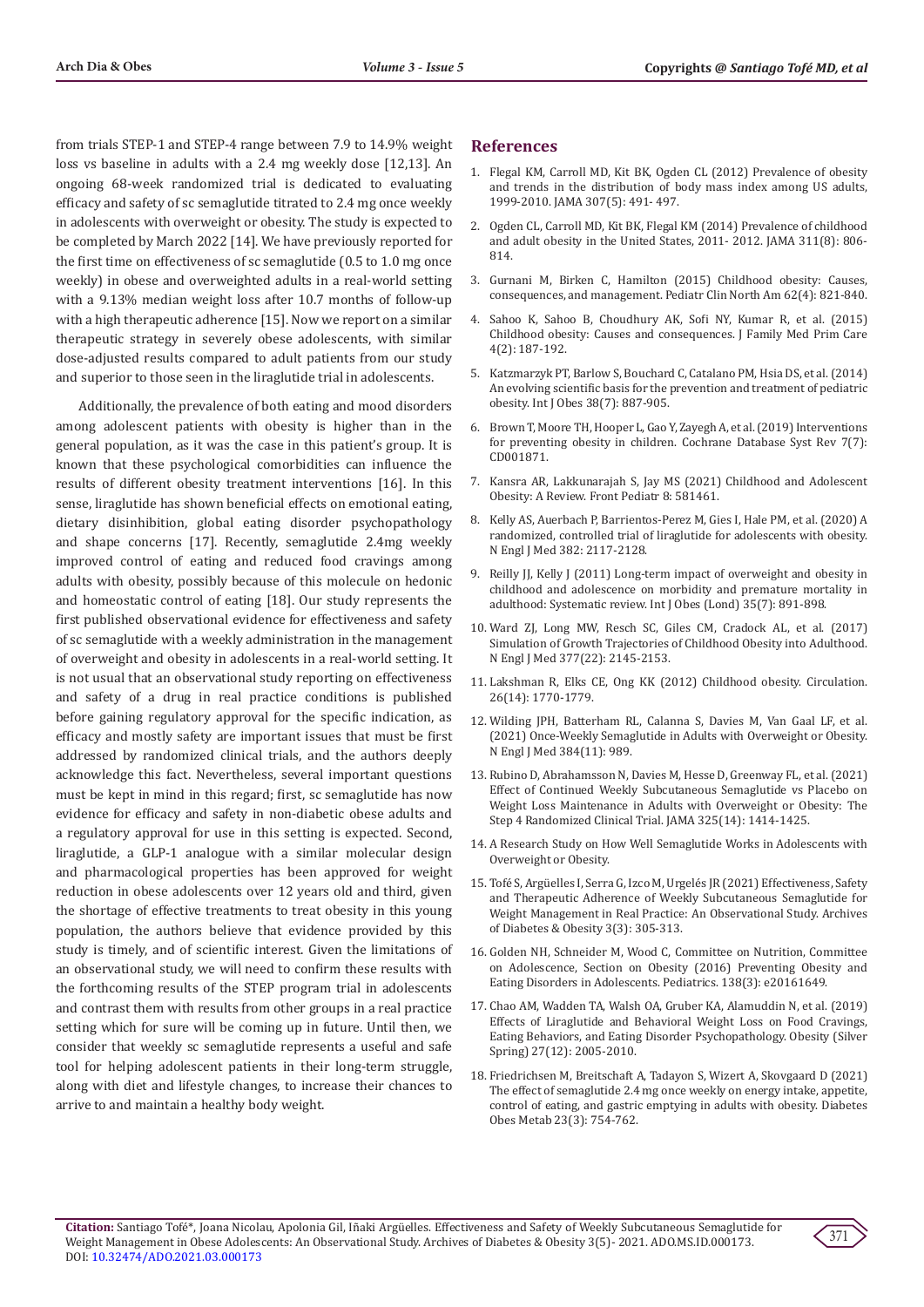from trials STEP-1 and STEP-4 range between 7.9 to 14.9% weight loss vs baseline in adults with a 2.4 mg weekly dose [12,13]. An ongoing 68-week randomized trial is dedicated to evaluating efficacy and safety of sc semaglutide titrated to 2.4 mg once weekly in adolescents with overweight or obesity. The study is expected to be completed by March 2022 [14]. We have previously reported for the first time on effectiveness of sc semaglutide (0.5 to 1.0 mg once weekly) in obese and overweighted adults in a real-world setting with a 9.13% median weight loss after 10.7 months of follow-up with a high therapeutic adherence [15]. Now we report on a similar therapeutic strategy in severely obese adolescents, with similar dose-adjusted results compared to adult patients from our study and superior to those seen in the liraglutide trial in adolescents.

Additionally, the prevalence of both eating and mood disorders among adolescent patients with obesity is higher than in the general population, as it was the case in this patient's group. It is known that these psychological comorbidities can influence the results of different obesity treatment interventions [16]. In this sense, liraglutide has shown beneficial effects on emotional eating, dietary disinhibition, global eating disorder psychopathology and shape concerns [17]. Recently, semaglutide 2.4mg weekly improved control of eating and reduced food cravings among adults with obesity, possibly because of this molecule on hedonic and homeostatic control of eating [18]. Our study represents the first published observational evidence for effectiveness and safety of sc semaglutide with a weekly administration in the management of overweight and obesity in adolescents in a real-world setting. It is not usual that an observational study reporting on effectiveness and safety of a drug in real practice conditions is published before gaining regulatory approval for the specific indication, as efficacy and mostly safety are important issues that must be first addressed by randomized clinical trials, and the authors deeply acknowledge this fact. Nevertheless, several important questions must be kept in mind in this regard; first, sc semaglutide has now evidence for efficacy and safety in non-diabetic obese adults and a regulatory approval for use in this setting is expected. Second, liraglutide, a GLP-1 analogue with a similar molecular design and pharmacological properties has been approved for weight reduction in obese adolescents over 12 years old and third, given the shortage of effective treatments to treat obesity in this young population, the authors believe that evidence provided by this study is timely, and of scientific interest. Given the limitations of an observational study, we will need to confirm these results with the forthcoming results of the STEP program trial in adolescents and contrast them with results from other groups in a real practice setting which for sure will be coming up in future. Until then, we consider that weekly sc semaglutide represents a useful and safe tool for helping adolescent patients in their long-term struggle, along with diet and lifestyle changes, to increase their chances to arrive to and maintain a healthy body weight.

## References

1. Flegal KM, Carroll MD, Kit BK, Ogden CL (2012) Prevalence of obesity and trends in the distribution of body mass index among US adults, 1999-2010. JAMA 307(5): 491- 497.
2. Ogden CL, Carroll MD, Kit BK, Flegal KM (2014) Prevalence of childhood and adult obesity in the United States, 2011- 2012. JAMA 311(8): 806-814.
3. Gurnani M, Birken C, Hamilton (2015) Childhood obesity: Causes, consequences, and management. Pediatr Clin North Am 62(4): 821-840.
4. Sahoo K, Sahoo B, Choudhury AK, Sofi NY, Kumar R, et al. (2015) Childhood obesity: Causes and consequences. J Family Med Prim Care 4(2): 187-192.
5. Katzmarzyk PT, Barlow S, Bouchard C, Catalano PM, Hsia DS, et al. (2014) An evolving scientific basis for the prevention and treatment of pediatric obesity. Int J Obes 38(7): 887-905.
6. Brown T, Moore TH, Hooper L, Gao Y, Zayegh A, et al. (2019) Interventions for preventing obesity in children. Cochrane Database Syst Rev 7(7): CD001871.
7. Kansra AR, Lakkunarajah S, Jay MS (2021) Childhood and Adolescent Obesity: A Review. Front Pediatr 8: 581461.
8. Kelly AS, Auerbach P, Barrientos-Perez M, Gies I, Hale PM, et al. (2020) A randomized, controlled trial of liraglutide for adolescents with obesity. N Engl J Med 382: 2117-2128.
9. Reilly JJ, Kelly J (2011) Long-term impact of overweight and obesity in childhood and adolescence on morbidity and premature mortality in adulthood: Systematic review. Int J Obes (Lond) 35(7): 891-898.
10. Ward ZJ, Long MW, Resch SC, Giles CM, Cradock AL, et al. (2017) Simulation of Growth Trajectories of Childhood Obesity into Adulthood. N Engl J Med 377(22): 2145-2153.
11. Lakshman R, Elks CE, Ong KK (2012) Childhood obesity. Circulation. 26(14): 1770-1779.
12. Wilding JPH, Batterham RL, Calanna S, Davies M, Van Gaal LF, et al. (2021) Once-Weekly Semaglutide in Adults with Overweight or Obesity. N Engl J Med 384(11): 989.
13. Rubino D, Abrahamsson N, Davies M, Hesse D, Greenway FL, et al. (2021) Effect of Continued Weekly Subcutaneous Semaglutide vs Placebo on Weight Loss Maintenance in Adults with Overweight or Obesity: The Step 4 Randomized Clinical Trial. JAMA 325(14): 1414-1425.
14. A Research Study on How Well Semaglutide Works in Adolescents with Overweight or Obesity.
15. Tofé S, Argüelles I, Serra G, Izco M, Urgelés JR (2021) Effectiveness, Safety and Therapeutic Adherence of Weekly Subcutaneous Semaglutide for Weight Management in Real Practice: An Observational Study. Archives of Diabetes & Obesity 3(3): 305-313.
16. Golden NH, Schneider M, Wood C, Committee on Nutrition, Committee on Adolescence, Section on Obesity (2016) Preventing Obesity and Eating Disorders in Adolescents. Pediatrics. 138(3): e20161649.
17. Chao AM, Wadden TA, Walsh OA, Gruber KA, Alamuddin N, et al. (2019) Effects of Liraglutide and Behavioral Weight Loss on Food Cravings, Eating Behaviors, and Eating Disorder Psychopathology. Obesity (Silver Spring) 27(12): 2005-2010.
18. Friedrichsen M, Breitschaft A, Tadayon S, Wizert A, Skovgaard D (2021) The effect of semaglutide 2.4 mg once weekly on energy intake, appetite, control of eating, and gastric emptying in adults with obesity. Diabetes Obes Metab 23(3): 754-762.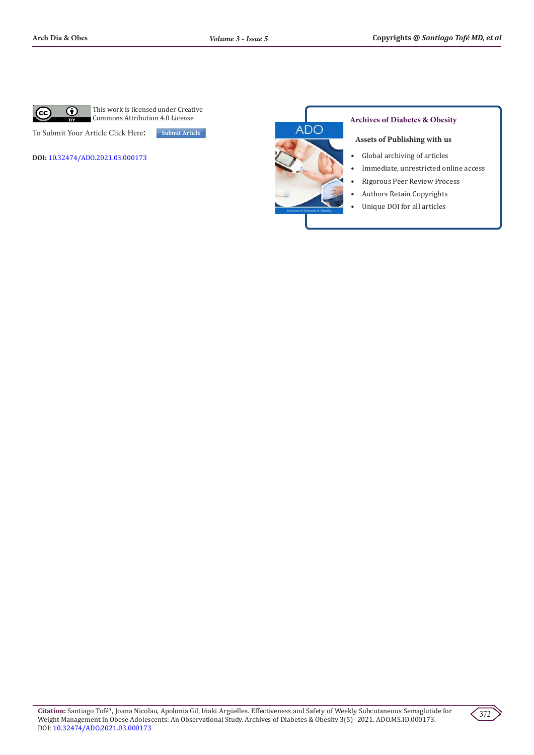This work is licensed under Creative Commons Attribution 4.0 License

To Submit Your Article Click Here: Submit Article

**DOI:** 10.32474/ADO.2021.03.000173

**Archives of Diabetes & Obesity**

**Assets of Publishing with us**

- Global archiving of articles
- Immediate, unrestricted online access
- Rigorous Peer Review Process
- Authors Retain Copyrights
- Unique DOI for all articles